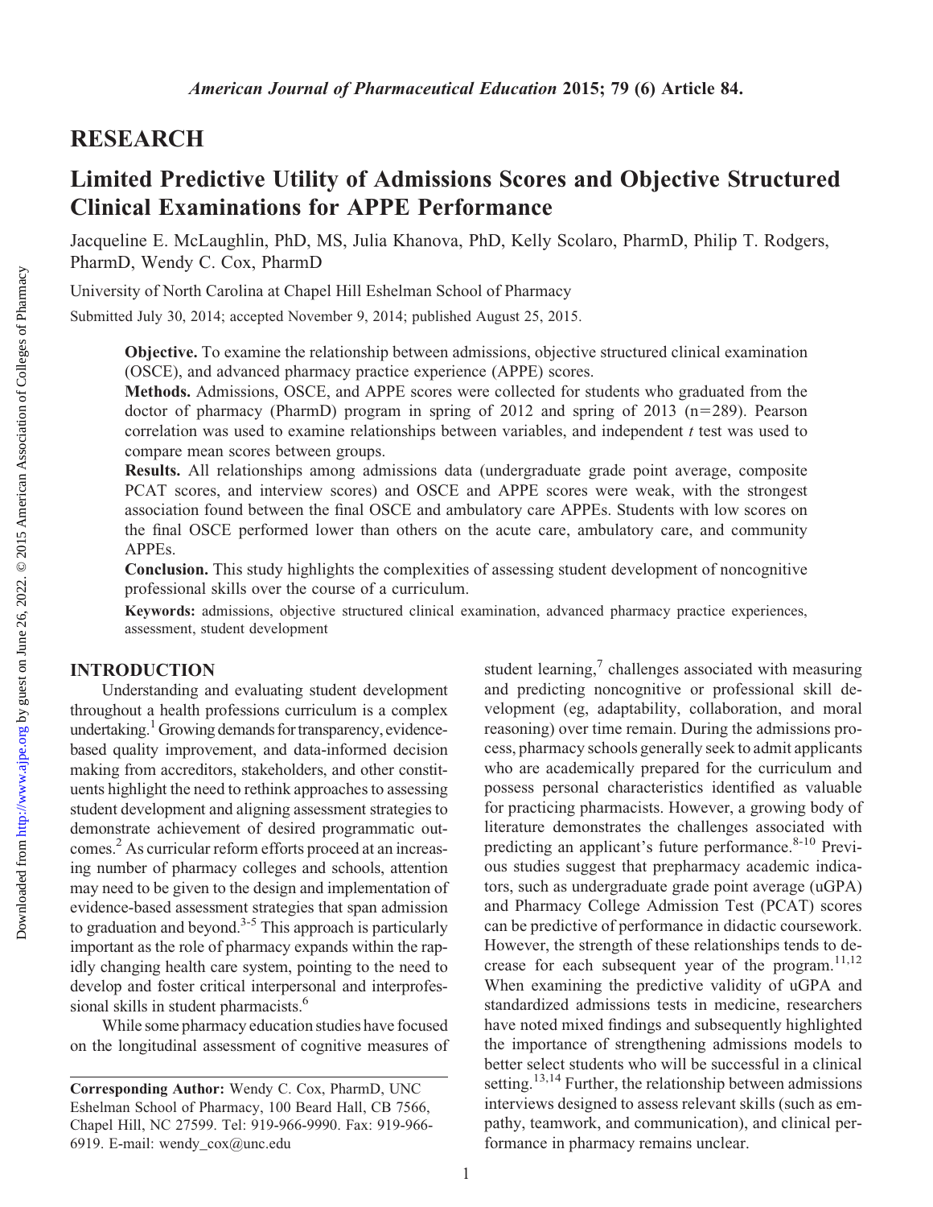## RESEARCH

# Limited Predictive Utility of Admissions Scores and Objective Structured Clinical Examinations for APPE Performance

Jacqueline E. McLaughlin, PhD, MS, Julia Khanova, PhD, Kelly Scolaro, PharmD, Philip T. Rodgers, PharmD, Wendy C. Cox, PharmD

University of North Carolina at Chapel Hill Eshelman School of Pharmacy

Submitted July 30, 2014; accepted November 9, 2014; published August 25, 2015.

**Objective.** To examine the relationship between admissions, objective structured clinical examination (OSCE), and advanced pharmacy practice experience (APPE) scores.

**Methods.** Admissions, OSCE, and APPE scores were collected for students who graduated from the doctor of pharmacy (PharmD) program in spring of 2012 and spring of 2013 (n=289). Pearson correlation was used to examine relationships between variables, and independent *t* test was used to compare mean scores between groups.

**Results.** All relationships among admissions data (undergraduate grade point average, composite PCAT scores, and interview scores) and OSCE and APPE scores were weak, with the strongest association found between the final OSCE and ambulatory care APPEs. Students with low scores on the final OSCE performed lower than others on the acute care, ambulatory care, and community APPEs.

**Conclusion.** This study highlights the complexities of assessing student development of noncognitive professional skills over the course of a curriculum.

**Keywords:** admissions, objective structured clinical examination, advanced pharmacy practice experiences, assessment, student development

## INTRODUCTION

Understanding and evaluating student development throughout a health professions curriculum is a complex undertaking.[1] Growing demands for transparency, evidence-based quality improvement, and data-informed decision making from accreditors, stakeholders, and other constituents highlight the need to rethink approaches to assessing student development and aligning assessment strategies to demonstrate achievement of desired programmatic outcomes.[2] As curricular reform efforts proceed at an increasing number of pharmacy colleges and schools, attention may need to be given to the design and implementation of evidence-based assessment strategies that span admission to graduation and beyond.[3-5] This approach is particularly important as the role of pharmacy expands within the rapidly changing health care system, pointing to the need to develop and foster critical interpersonal and interprofessional skills in student pharmacists.[6]

While some pharmacy education studies have focused on the longitudinal assessment of cognitive measures of student learning,[7] challenges associated with measuring and predicting noncognitive or professional skill development (eg, adaptability, collaboration, and moral reasoning) over time remain. During the admissions process, pharmacy schools generally seek to admit applicants who are academically prepared for the curriculum and possess personal characteristics identified as valuable for practicing pharmacists. However, a growing body of literature demonstrates the challenges associated with predicting an applicant's future performance.[8-10] Previous studies suggest that prepharmacy academic indicators, such as undergraduate grade point average (uGPA) and Pharmacy College Admission Test (PCAT) scores can be predictive of performance in didactic coursework. However, the strength of these relationships tends to decrease for each subsequent year of the program.[11,12] When examining the predictive validity of uGPA and standardized admissions tests in medicine, researchers have noted mixed findings and subsequently highlighted the importance of strengthening admissions models to better select students who will be successful in a clinical setting.[13,14] Further, the relationship between admissions interviews designed to assess relevant skills (such as empathy, teamwork, and communication), and clinical performance in pharmacy remains unclear.

**Corresponding Author:** Wendy C. Cox, PharmD, UNC Eshelman School of Pharmacy, 100 Beard Hall, CB 7566, Chapel Hill, NC 27599. Tel: 919-966-9990. Fax: 919-966-6919. E-mail: wendy_cox@unc.edu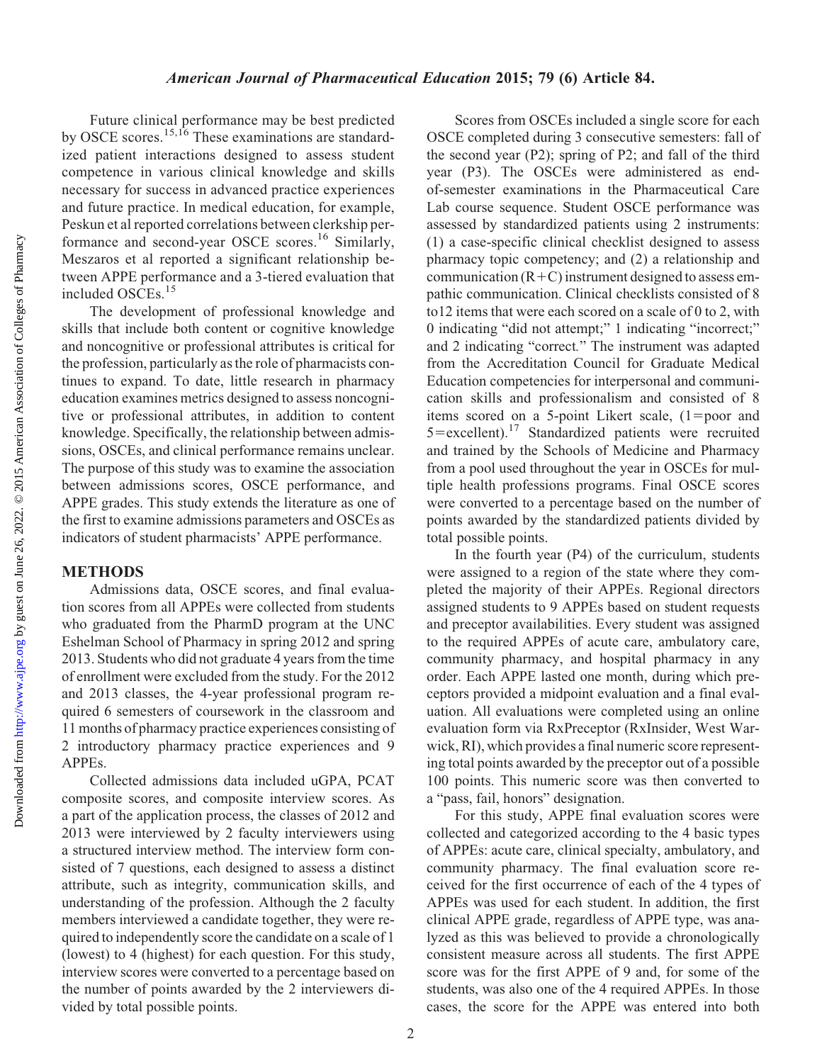Future clinical performance may be best predicted by OSCE scores.[15,16] These examinations are standardized patient interactions designed to assess student competence in various clinical knowledge and skills necessary for success in advanced practice experiences and future practice. In medical education, for example, Peskun et al reported correlations between clerkship performance and second-year OSCE scores.[16] Similarly, Meszaros et al reported a significant relationship between APPE performance and a 3-tiered evaluation that included OSCEs.[15]

The development of professional knowledge and skills that include both content or cognitive knowledge and noncognitive or professional attributes is critical for the profession, particularly as the role of pharmacists continues to expand. To date, little research in pharmacy education examines metrics designed to assess noncognitive or professional attributes, in addition to content knowledge. Specifically, the relationship between admissions, OSCEs, and clinical performance remains unclear. The purpose of this study was to examine the association between admissions scores, OSCE performance, and APPE grades. This study extends the literature as one of the first to examine admissions parameters and OSCEs as indicators of student pharmacists' APPE performance.

## METHODS

Admissions data, OSCE scores, and final evaluation scores from all APPEs were collected from students who graduated from the PharmD program at the UNC Eshelman School of Pharmacy in spring 2012 and spring 2013. Students who did not graduate 4 years from the time of enrollment were excluded from the study. For the 2012 and 2013 classes, the 4-year professional program required 6 semesters of coursework in the classroom and 11 months of pharmacy practice experiences consisting of 2 introductory pharmacy practice experiences and 9 APPEs.

Collected admissions data included uGPA, PCAT composite scores, and composite interview scores. As a part of the application process, the classes of 2012 and 2013 were interviewed by 2 faculty interviewers using a structured interview method. The interview form consisted of 7 questions, each designed to assess a distinct attribute, such as integrity, communication skills, and understanding of the profession. Although the 2 faculty members interviewed a candidate together, they were required to independently score the candidate on a scale of 1 (lowest) to 4 (highest) for each question. For this study, interview scores were converted to a percentage based on the number of points awarded by the 2 interviewers divided by total possible points.

Scores from OSCEs included a single score for each OSCE completed during 3 consecutive semesters: fall of the second year (P2); spring of P2; and fall of the third year (P3). The OSCEs were administered as end-of-semester examinations in the Pharmaceutical Care Lab course sequence. Student OSCE performance was assessed by standardized patients using 2 instruments: (1) a case-specific clinical checklist designed to assess pharmacy topic competency; and (2) a relationship and communication (R+C) instrument designed to assess empathic communication. Clinical checklists consisted of 8 to12 items that were each scored on a scale of 0 to 2, with 0 indicating "did not attempt;" 1 indicating "incorrect;" and 2 indicating "correct." The instrument was adapted from the Accreditation Council for Graduate Medical Education competencies for interpersonal and communication skills and professionalism and consisted of 8 items scored on a 5-point Likert scale, (1=poor and 5=excellent).[17] Standardized patients were recruited and trained by the Schools of Medicine and Pharmacy from a pool used throughout the year in OSCEs for multiple health professions programs. Final OSCE scores were converted to a percentage based on the number of points awarded by the standardized patients divided by total possible points.

In the fourth year (P4) of the curriculum, students were assigned to a region of the state where they completed the majority of their APPEs. Regional directors assigned students to 9 APPEs based on student requests and preceptor availabilities. Every student was assigned to the required APPEs of acute care, ambulatory care, community pharmacy, and hospital pharmacy in any order. Each APPE lasted one month, during which preceptors provided a midpoint evaluation and a final evaluation. All evaluations were completed using an online evaluation form via RxPreceptor (RxInsider, West Warwick, RI), which provides a final numeric score representing total points awarded by the preceptor out of a possible 100 points. This numeric score was then converted to a "pass, fail, honors" designation.

For this study, APPE final evaluation scores were collected and categorized according to the 4 basic types of APPEs: acute care, clinical specialty, ambulatory, and community pharmacy. The final evaluation score received for the first occurrence of each of the 4 types of APPEs was used for each student. In addition, the first clinical APPE grade, regardless of APPE type, was analyzed as this was believed to provide a chronologically consistent measure across all students. The first APPE score was for the first APPE of 9 and, for some of the students, was also one of the 4 required APPEs. In those cases, the score for the APPE was entered into both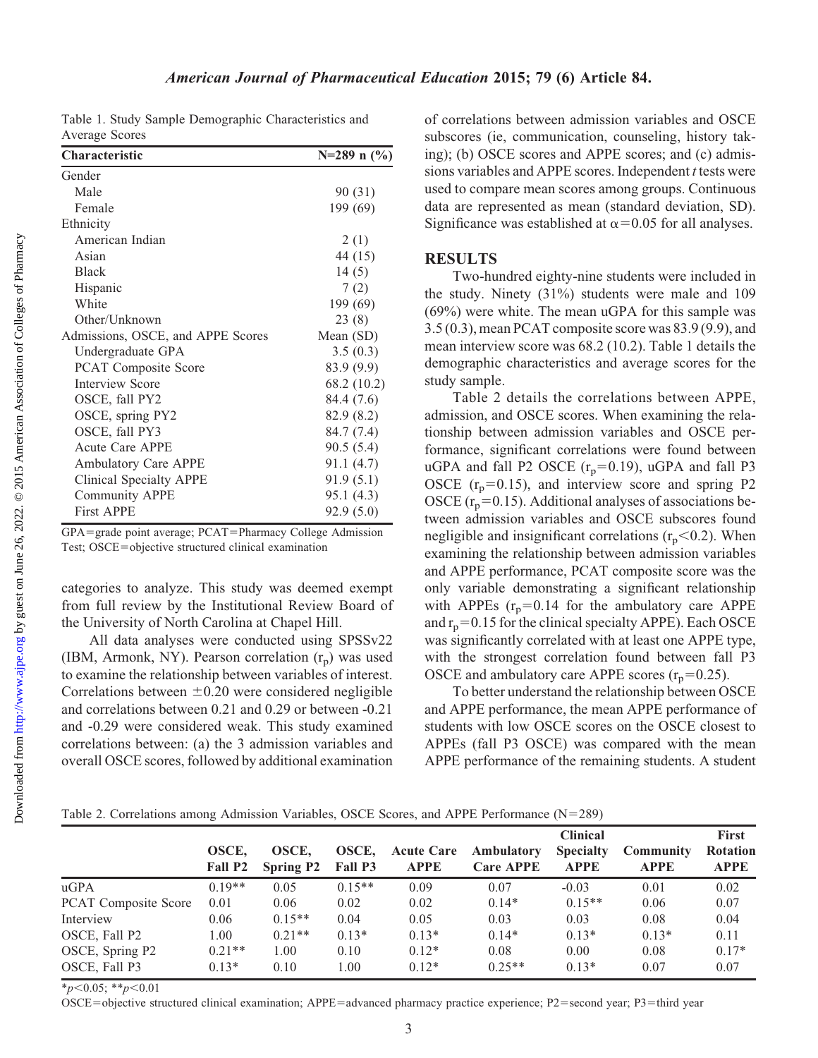Table 1. Study Sample Demographic Characteristics and Average Scores

| Characteristic | N=289 n (%) |
|---|---|
| Gender | |
| Male | 90 (31) |
| Female | 199 (69) |
| Ethnicity | |
| American Indian | 2 (1) |
| Asian | 44 (15) |
| Black | 14 (5) |
| Hispanic | 7 (2) |
| White | 199 (69) |
| Other/Unknown | 23 (8) |
| Admissions, OSCE, and APPE Scores | Mean (SD) |
| Undergraduate GPA | 3.5 (0.3) |
| PCAT Composite Score | 83.9 (9.9) |
| Interview Score | 68.2 (10.2) |
| OSCE, fall PY2 | 84.4 (7.6) |
| OSCE, spring PY2 | 82.9 (8.2) |
| OSCE, fall PY3 | 84.7 (7.4) |
| Acute Care APPE | 90.5 (5.4) |
| Ambulatory Care APPE | 91.1 (4.7) |
| Clinical Specialty APPE | 91.9 (5.1) |
| Community APPE | 95.1 (4.3) |
| First APPE | 92.9 (5.0) |

GPA=grade point average; PCAT=Pharmacy College Admission Test; OSCE=objective structured clinical examination

categories to analyze. This study was deemed exempt from full review by the Institutional Review Board of the University of North Carolina at Chapel Hill.

All data analyses were conducted using SPSSv22 (IBM, Armonk, NY). Pearson correlation ($r_p$) was used to examine the relationship between variables of interest. Correlations between $\pm 0.20$ were considered negligible and correlations between 0.21 and 0.29 or between -0.21 and -0.29 were considered weak. This study examined correlations between: (a) the 3 admission variables and overall OSCE scores, followed by additional examination of correlations between admission variables and OSCE subscores (ie, communication, counseling, history taking); (b) OSCE scores and APPE scores; and (c) admissions variables and APPE scores. Independent *t* tests were used to compare mean scores among groups. Continuous data are represented as mean (standard deviation, SD). Significance was established at $\alpha = 0.05$ for all analyses.

## RESULTS

Two-hundred eighty-nine students were included in the study. Ninety (31%) students were male and 109 (69%) were white. The mean uGPA for this sample was 3.5 (0.3), mean PCAT composite score was 83.9 (9.9), and mean interview score was 68.2 (10.2). Table 1 details the demographic characteristics and average scores for the study sample.

Table 2 details the correlations between APPE, admission, and OSCE scores. When examining the relationship between admission variables and OSCE performance, significant correlations were found between uGPA and fall P2 OSCE ($r_p = 0.19$), uGPA and fall P3 OSCE ($r_p = 0.15$), and interview score and spring P2 OSCE ($r_p = 0.15$). Additional analyses of associations between admission variables and OSCE subscores found negligible and insignificant correlations ($r_p < 0.2$). When examining the relationship between admission variables and APPE performance, PCAT composite score was the only variable demonstrating a significant relationship with APPEs ($r_p = 0.14$ for the ambulatory care APPE and $r_p = 0.15$ for the clinical specialty APPE). Each OSCE was significantly correlated with at least one APPE type, with the strongest correlation found between fall P3 OSCE and ambulatory care APPE scores ($r_p = 0.25$).

To better understand the relationship between OSCE and APPE performance, the mean APPE performance of students with low OSCE scores on the OSCE closest to APPEs (fall P3 OSCE) was compared with the mean APPE performance of the remaining students. A student

Table 2. Correlations among Admission Variables, OSCE Scores, and APPE Performance (N=289)

| | OSCE, Fall P2 | OSCE, Spring P2 | OSCE, Fall P3 | Acute Care APPE | Ambulatory Care APPE | Clinical Specialty APPE | Community APPE | First Rotation APPE |
|---|---|---|---|---|---|---|---|---|
| uGPA | 0.19** | 0.05 | 0.15** | 0.09 | 0.07 | -0.03 | 0.01 | 0.02 |
| PCAT Composite Score | 0.01 | 0.06 | 0.02 | 0.02 | 0.14* | 0.15** | 0.06 | 0.07 |
| Interview | 0.06 | 0.15** | 0.04 | 0.05 | 0.03 | 0.03 | 0.08 | 0.04 |
| OSCE, Fall P2 | 1.00 | 0.21** | 0.13* | 0.13* | 0.14* | 0.13* | 0.13* | 0.11 |
| OSCE, Spring P2 | 0.21** | 1.00 | 0.10 | 0.12* | 0.08 | 0.00 | 0.08 | 0.17* |
| OSCE, Fall P3 | 0.13* | 0.10 | 1.00 | 0.12* | 0.25** | 0.13* | 0.07 | 0.07 |

*$p<0.05$; **$p<0.01$

OSCE=objective structured clinical examination; APPE=advanced pharmacy practice experience; P2=second year; P3=third year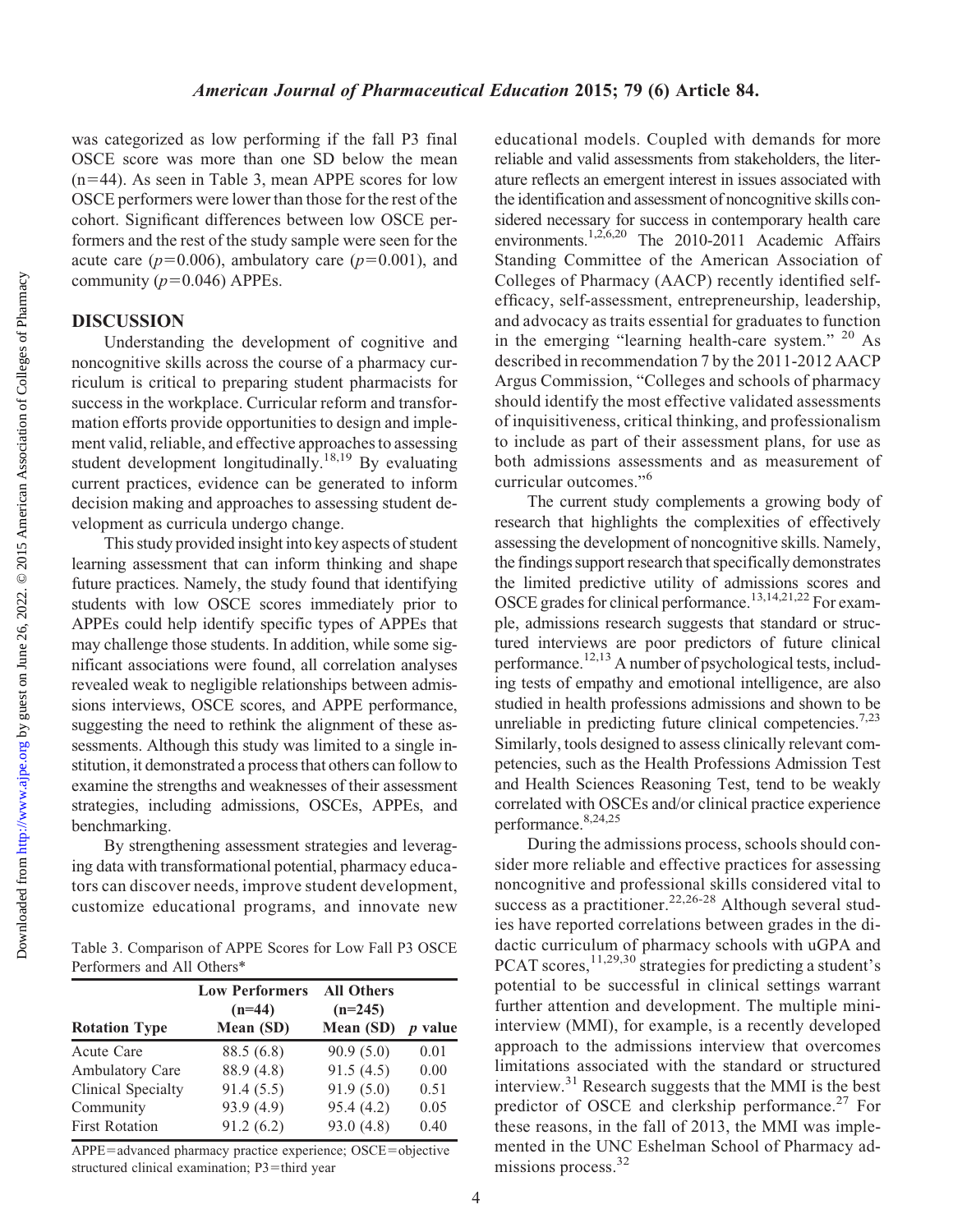was categorized as low performing if the fall P3 final OSCE score was more than one SD below the mean (n=44). As seen in Table 3, mean APPE scores for low OSCE performers were lower than those for the rest of the cohort. Significant differences between low OSCE performers and the rest of the study sample were seen for the acute care ($p$=0.006), ambulatory care ($p$=0.001), and community ($p$=0.046) APPEs.

## DISCUSSION

Understanding the development of cognitive and noncognitive skills across the course of a pharmacy curriculum is critical to preparing student pharmacists for success in the workplace. Curricular reform and transformation efforts provide opportunities to design and implement valid, reliable, and effective approaches to assessing student development longitudinally.[18,19] By evaluating current practices, evidence can be generated to inform decision making and approaches to assessing student development as curricula undergo change.

This study provided insight into key aspects of student learning assessment that can inform thinking and shape future practices. Namely, the study found that identifying students with low OSCE scores immediately prior to APPEs could help identify specific types of APPEs that may challenge those students. In addition, while some significant associations were found, all correlation analyses revealed weak to negligible relationships between admissions interviews, OSCE scores, and APPE performance, suggesting the need to rethink the alignment of these assessments. Although this study was limited to a single institution, it demonstrated a process that others can follow to examine the strengths and weaknesses of their assessment strategies, including admissions, OSCEs, APPEs, and benchmarking.

By strengthening assessment strategies and leveraging data with transformational potential, pharmacy educators can discover needs, improve student development, customize educational programs, and innovate new educational models. Coupled with demands for more reliable and valid assessments from stakeholders, the literature reflects an emergent interest in issues associated with the identification and assessment of noncognitive skills considered necessary for success in contemporary health care environments.[1,2,6,20] The 2010-2011 Academic Affairs Standing Committee of the American Association of Colleges of Pharmacy (AACP) recently identified self-efficacy, self-assessment, entrepreneurship, leadership, and advocacy as traits essential for graduates to function in the emerging "learning health-care system." [20] As described in recommendation 7 by the 2011-2012 AACP Argus Commission, "Colleges and schools of pharmacy should identify the most effective validated assessments of inquisitiveness, critical thinking, and professionalism to include as part of their assessment plans, for use as both admissions assessments and as measurement of curricular outcomes."[6]

The current study complements a growing body of research that highlights the complexities of effectively assessing the development of noncognitive skills. Namely, the findings support research that specifically demonstrates the limited predictive utility of admissions scores and OSCE grades for clinical performance.[13,14,21,22] For example, admissions research suggests that standard or structured interviews are poor predictors of future clinical performance.[12,13] A number of psychological tests, including tests of empathy and emotional intelligence, are also studied in health professions admissions and shown to be unreliable in predicting future clinical competencies.[7,23] Similarly, tools designed to assess clinically relevant competencies, such as the Health Professions Admission Test and Health Sciences Reasoning Test, tend to be weakly correlated with OSCEs and/or clinical practice experience performance.[8,24,25]

During the admissions process, schools should consider more reliable and effective practices for assessing noncognitive and professional skills considered vital to success as a practitioner.[22,26-28] Although several studies have reported correlations between grades in the didactic curriculum of pharmacy schools with uGPA and PCAT scores,[11,29,30] strategies for predicting a student's potential to be successful in clinical settings warrant further attention and development. The multiple mini-interview (MMI), for example, is a recently developed approach to the admissions interview that overcomes limitations associated with the standard or structured interview.[31] Research suggests that the MMI is the best predictor of OSCE and clerkship performance.[27] For these reasons, in the fall of 2013, the MMI was implemented in the UNC Eshelman School of Pharmacy admissions process.[32]

Table 3. Comparison of APPE Scores for Low Fall P3 OSCE Performers and All Others*

| Rotation Type | Low Performers (n=44) Mean (SD) | All Others (n=245) Mean (SD) | $p$ value |
|---|---|---|---|
| Acute Care | 88.5 (6.8) | 90.9 (5.0) | 0.01 |
| Ambulatory Care | 88.9 (4.8) | 91.5 (4.5) | 0.00 |
| Clinical Specialty | 91.4 (5.5) | 91.9 (5.0) | 0.51 |
| Community | 93.9 (4.9) | 95.4 (4.2) | 0.05 |
| First Rotation | 91.2 (6.2) | 93.0 (4.8) | 0.40 |

APPE=advanced pharmacy practice experience; OSCE=objective structured clinical examination; P3=third year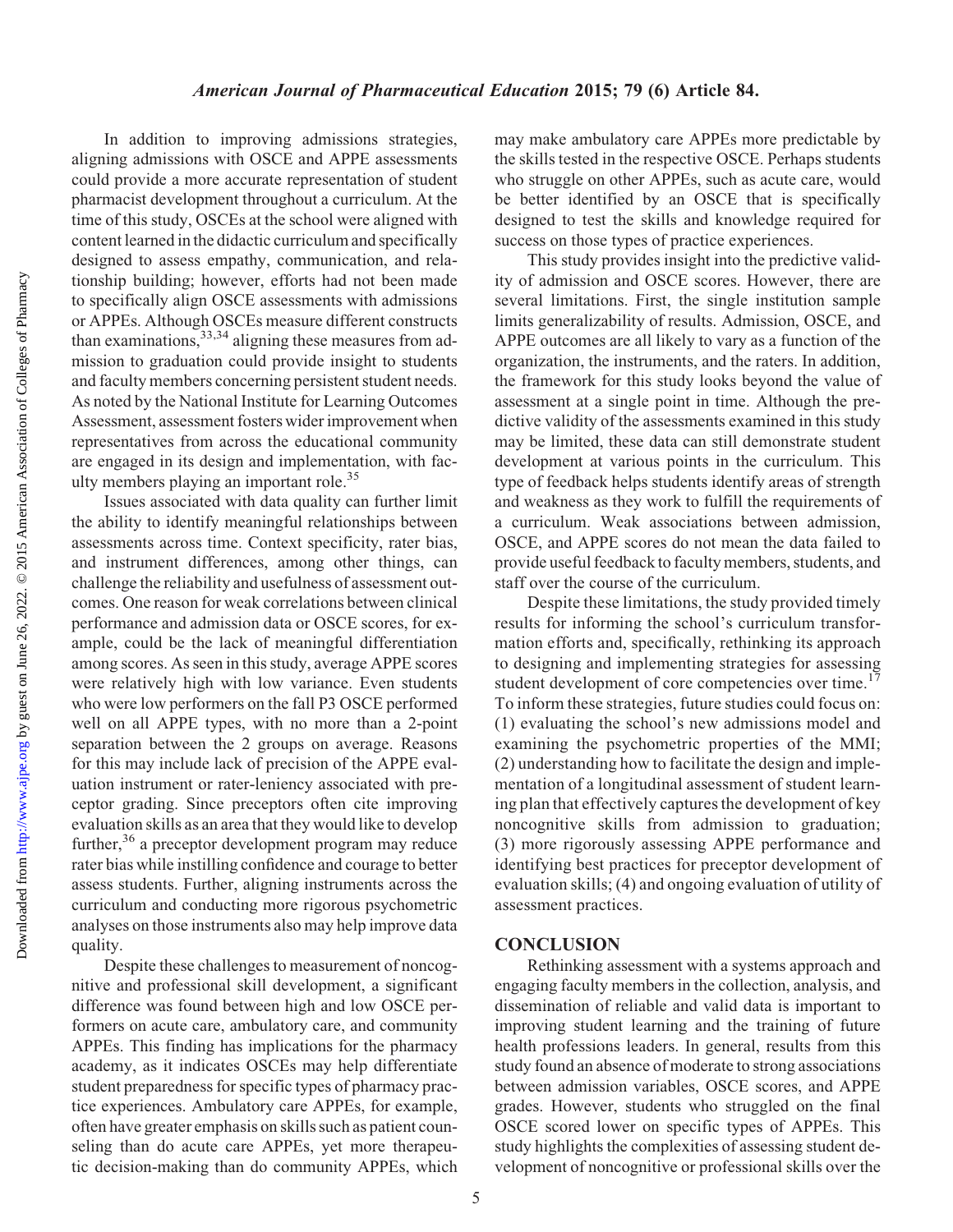In addition to improving admissions strategies, aligning admissions with OSCE and APPE assessments could provide a more accurate representation of student pharmacist development throughout a curriculum. At the time of this study, OSCEs at the school were aligned with content learned in the didactic curriculum and specifically designed to assess empathy, communication, and relationship building; however, efforts had not been made to specifically align OSCE assessments with admissions or APPEs. Although OSCEs measure different constructs than examinations,[33,34] aligning these measures from admission to graduation could provide insight to students and faculty members concerning persistent student needs. As noted by the National Institute for Learning Outcomes Assessment, assessment fosters wider improvement when representatives from across the educational community are engaged in its design and implementation, with faculty members playing an important role.[35]

Issues associated with data quality can further limit the ability to identify meaningful relationships between assessments across time. Context specificity, rater bias, and instrument differences, among other things, can challenge the reliability and usefulness of assessment outcomes. One reason for weak correlations between clinical performance and admission data or OSCE scores, for example, could be the lack of meaningful differentiation among scores. As seen in this study, average APPE scores were relatively high with low variance. Even students who were low performers on the fall P3 OSCE performed well on all APPE types, with no more than a 2-point separation between the 2 groups on average. Reasons for this may include lack of precision of the APPE evaluation instrument or rater-leniency associated with preceptor grading. Since preceptors often cite improving evaluation skills as an area that they would like to develop further,[36] a preceptor development program may reduce rater bias while instilling confidence and courage to better assess students. Further, aligning instruments across the curriculum and conducting more rigorous psychometric analyses on those instruments also may help improve data quality.

Despite these challenges to measurement of noncognitive and professional skill development, a significant difference was found between high and low OSCE performers on acute care, ambulatory care, and community APPEs. This finding has implications for the pharmacy academy, as it indicates OSCEs may help differentiate student preparedness for specific types of pharmacy practice experiences. Ambulatory care APPEs, for example, often have greater emphasis on skills such as patient counseling than do acute care APPEs, yet more therapeutic decision-making than do community APPEs, which may make ambulatory care APPEs more predictable by the skills tested in the respective OSCE. Perhaps students who struggle on other APPEs, such as acute care, would be better identified by an OSCE that is specifically designed to test the skills and knowledge required for success on those types of practice experiences.

This study provides insight into the predictive validity of admission and OSCE scores. However, there are several limitations. First, the single institution sample limits generalizability of results. Admission, OSCE, and APPE outcomes are all likely to vary as a function of the organization, the instruments, and the raters. In addition, the framework for this study looks beyond the value of assessment at a single point in time. Although the predictive validity of the assessments examined in this study may be limited, these data can still demonstrate student development at various points in the curriculum. This type of feedback helps students identify areas of strength and weakness as they work to fulfill the requirements of a curriculum. Weak associations between admission, OSCE, and APPE scores do not mean the data failed to provide useful feedback to faculty members, students, and staff over the course of the curriculum.

Despite these limitations, the study provided timely results for informing the school's curriculum transformation efforts and, specifically, rethinking its approach to designing and implementing strategies for assessing student development of core competencies over time.[17] To inform these strategies, future studies could focus on: (1) evaluating the school's new admissions model and examining the psychometric properties of the MMI; (2) understanding how to facilitate the design and implementation of a longitudinal assessment of student learning plan that effectively captures the development of key noncognitive skills from admission to graduation; (3) more rigorously assessing APPE performance and identifying best practices for preceptor development of evaluation skills; (4) and ongoing evaluation of utility of assessment practices.

## CONCLUSION

Rethinking assessment with a systems approach and engaging faculty members in the collection, analysis, and dissemination of reliable and valid data is important to improving student learning and the training of future health professions leaders. In general, results from this study found an absence of moderate to strong associations between admission variables, OSCE scores, and APPE grades. However, students who struggled on the final OSCE scored lower on specific types of APPEs. This study highlights the complexities of assessing student development of noncognitive or professional skills over the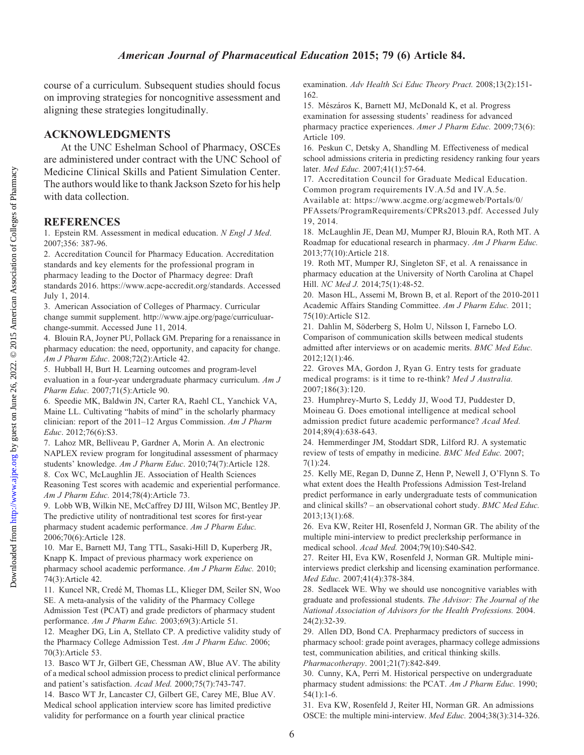course of a curriculum. Subsequent studies should focus on improving strategies for noncognitive assessment and aligning these strategies longitudinally.

## ACKNOWLEDGMENTS

At the UNC Eshelman School of Pharmacy, OSCEs are administered under contract with the UNC School of Medicine Clinical Skills and Patient Simulation Center. The authors would like to thank Jackson Szeto for his help with data collection.

## REFERENCES

1. Epstein RM. Assessment in medical education. *N Engl J Med*. 2007;356: 387-96.
2. Accreditation Council for Pharmacy Education. Accreditation standards and key elements for the professional program in pharmacy leading to the Doctor of Pharmacy degree: Draft standards 2016. https://www.acpe-accredit.org/standards. Accessed July 1, 2014.
3. American Association of Colleges of Pharmacy. Curricular change summit supplement. http://www.ajpe.org/page/curriculuar-change-summit. Accessed June 11, 2014.
4. Blouin RA, Joyner PU, Pollack GM. Preparing for a renaissance in pharmacy education: the need, opportunity, and capacity for change. *Am J Pharm Educ*. 2008;72(2):Article 42.
5. Hubball H, Burt H. Learning outcomes and program-level evaluation in a four-year undergraduate pharmacy curriculum. *Am J Pharm Educ.* 2007;71(5):Article 90.
6. Speedie MK, Baldwin JN, Carter RA, Raehl CL, Yanchick VA, Maine LL. Cultivating "habits of mind" in the scholarly pharmacy clinician: report of the 2011–12 Argus Commission. *Am J Pharm Educ*. 2012;76(6):S3.
7. Lahoz MR, Belliveau P, Gardner A, Morin A. An electronic NAPLEX review program for longitudinal assessment of pharmacy students' knowledge. *Am J Pharm Educ*. 2010;74(7):Article 128.
8. Cox WC, McLaughlin JE. Association of Health Sciences Reasoning Test scores with academic and experiential performance. *Am J Pharm Educ.* 2014;78(4):Article 73.
9. Lobb WB, Wilkin NE, McCaffrey DJ III, Wilson MC, Bentley JP. The predictive utility of nontraditional test scores for first-year pharmacy student academic performance. *Am J Pharm Educ.* 2006;70(6):Article 128.
10. Mar E, Barnett MJ, Tang TTL, Sasaki-Hill D, Kuperberg JR, Knapp K. Impact of previous pharmacy work experience on pharmacy school academic performance. *Am J Pharm Educ.* 2010; 74(3):Article 42.
11. Kuncel NR, Credé M, Thomas LL, Klieger DM, Seiler SN, Woo SE. A meta-analysis of the validity of the Pharmacy College Admission Test (PCAT) and grade predictors of pharmacy student performance. *Am J Pharm Educ.* 2003;69(3):Article 51.
12. Meagher DG, Lin A, Stellato CP. A predictive validity study of the Pharmacy College Admission Test. *Am J Pharm Educ.* 2006; 70(3):Article 53.
13. Basco WT Jr, Gilbert GE, Chessman AW, Blue AV. The ability of a medical school admission process to predict clinical performance and patient's satisfaction. *Acad Med.* 2000;75(7):743-747.
14. Basco WT Jr, Lancaster CJ, Gilbert GE, Carey ME, Blue AV. Medical school application interview score has limited predictive validity for performance on a fourth year clinical practice examination. *Adv Health Sci Educ Theory Pract.* 2008;13(2):151-162.
15. Mészáros K, Barnett MJ, McDonald K, et al. Progress examination for assessing students' readiness for advanced pharmacy practice experiences. *Amer J Pharm Educ.* 2009;73(6): Article 109.
16. Peskun C, Detsky A, Shandling M. Effectiveness of medical school admissions criteria in predicting residency ranking four years later. *Med Educ.* 2007;41(1):57-64.
17. Accreditation Council for Graduate Medical Education. Common program requirements IV.A.5d and IV.A.5e. Available at: https://www.acgme.org/acgmeweb/Portals/0/PFAssets/ProgramRequirements/CPRs2013.pdf. Accessed July 19, 2014.
18. McLaughlin JE, Dean MJ, Mumper RJ, Blouin RA, Roth MT. A Roadmap for educational research in pharmacy. *Am J Pharm Educ.* 2013;77(10):Article 218.
19. Roth MT, Mumper RJ, Singleton SF, et al. A renaissance in pharmacy education at the University of North Carolina at Chapel Hill. *NC Med J.* 2014;75(1):48-52.
20. Mason HL, Assemi M, Brown B, et al. Report of the 2010-2011 Academic Affairs Standing Committee. *Am J Pharm Educ.* 2011; 75(10):Article S12.
21. Dahlin M, Söderberg S, Holm U, Nilsson I, Farnebo LO. Comparison of communication skills between medical students admitted after interviews or on academic merits. *BMC Med Educ.* 2012;12(1):46.
22. Groves MA, Gordon J, Ryan G. Entry tests for graduate medical programs: is it time to re-think? *Med J Australia.* 2007;186(3):120.
23. Humphrey-Murto S, Leddy JJ, Wood TJ, Puddester D, Moineau G. Does emotional intelligence at medical school admission predict future academic performance? *Acad Med.* 2014;89(4):638-643.
24. Hemmerdinger JM, Stoddart SDR, Lilford RJ. A systematic review of tests of empathy in medicine. *BMC Med Educ.* 2007; 7(1):24.
25. Kelly ME, Regan D, Dunne Z, Henn P, Newell J, O'Flynn S. To what extent does the Health Professions Admission Test-Ireland predict performance in early undergraduate tests of communication and clinical skills? – an observational cohort study. *BMC Med Educ.* 2013;13(1):68.
26. Eva KW, Reiter HI, Rosenfeld J, Norman GR. The ability of the multiple mini-interview to predict preclerkship performance in medical school. *Acad Med.* 2004;79(10):S40-S42.
27. Reiter HI, Eva KW, Rosenfeld J, Norman GR. Multiple mini-interviews predict clerkship and licensing examination performance. *Med Educ.* 2007;41(4):378-384.
28. Sedlacek WE. Why we should use noncognitive variables with graduate and professional students. *The Advisor: The Journal of the National Association of Advisors for the Health Professions.* 2004. 24(2):32-39.
29. Allen DD, Bond CA. Prepharmacy predictors of success in pharmacy school: grade point averages, pharmacy college admissions test, communication abilities, and critical thinking skills. *Pharmacotherapy*. 2001;21(7):842-849.
30. Cunny, KA, Perri M. Historical perspective on undergraduate pharmacy student admissions: the PCAT. *Am J Pharm Educ.* 1990; 54(1):1-6.
31. Eva KW, Rosenfeld J, Reiter HI, Norman GR. An admissions OSCE: the multiple mini-interview. *Med Educ.* 2004;38(3):314-326.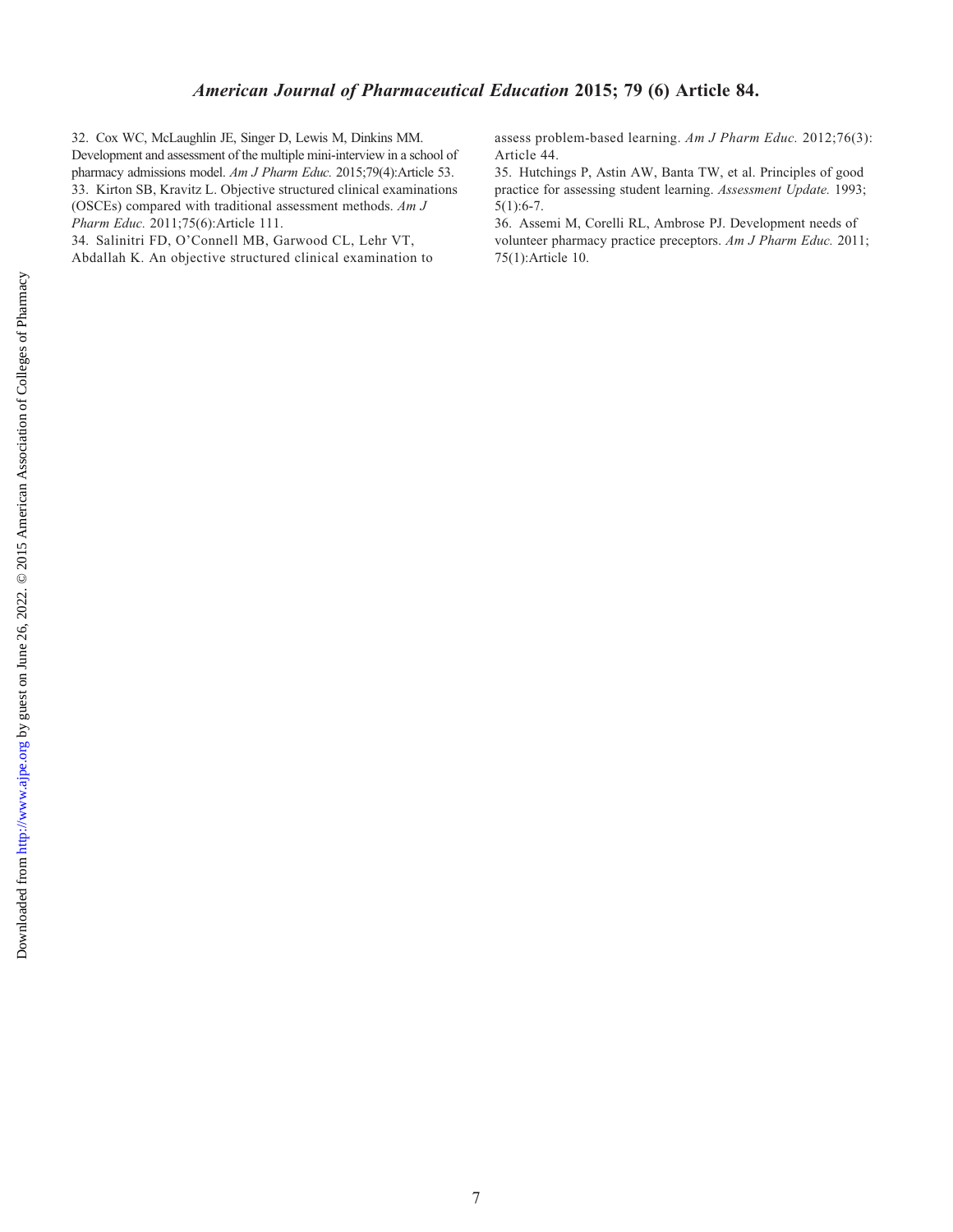32. Cox WC, McLaughlin JE, Singer D, Lewis M, Dinkins MM. Development and assessment of the multiple mini-interview in a school of pharmacy admissions model. *Am J Pharm Educ.* 2015;79(4):Article 53.

33. Kirton SB, Kravitz L. Objective structured clinical examinations (OSCEs) compared with traditional assessment methods. *Am J Pharm Educ.* 2011;75(6):Article 111.

34. Salinitri FD, O'Connell MB, Garwood CL, Lehr VT, Abdallah K. An objective structured clinical examination to assess problem-based learning. *Am J Pharm Educ.* 2012;76(3): Article 44.

35. Hutchings P, Astin AW, Banta TW, et al. Principles of good practice for assessing student learning. *Assessment Update.* 1993; 5(1):6-7.

36. Assemi M, Corelli RL, Ambrose PJ. Development needs of volunteer pharmacy practice preceptors. *Am J Pharm Educ.* 2011; 75(1):Article 10.